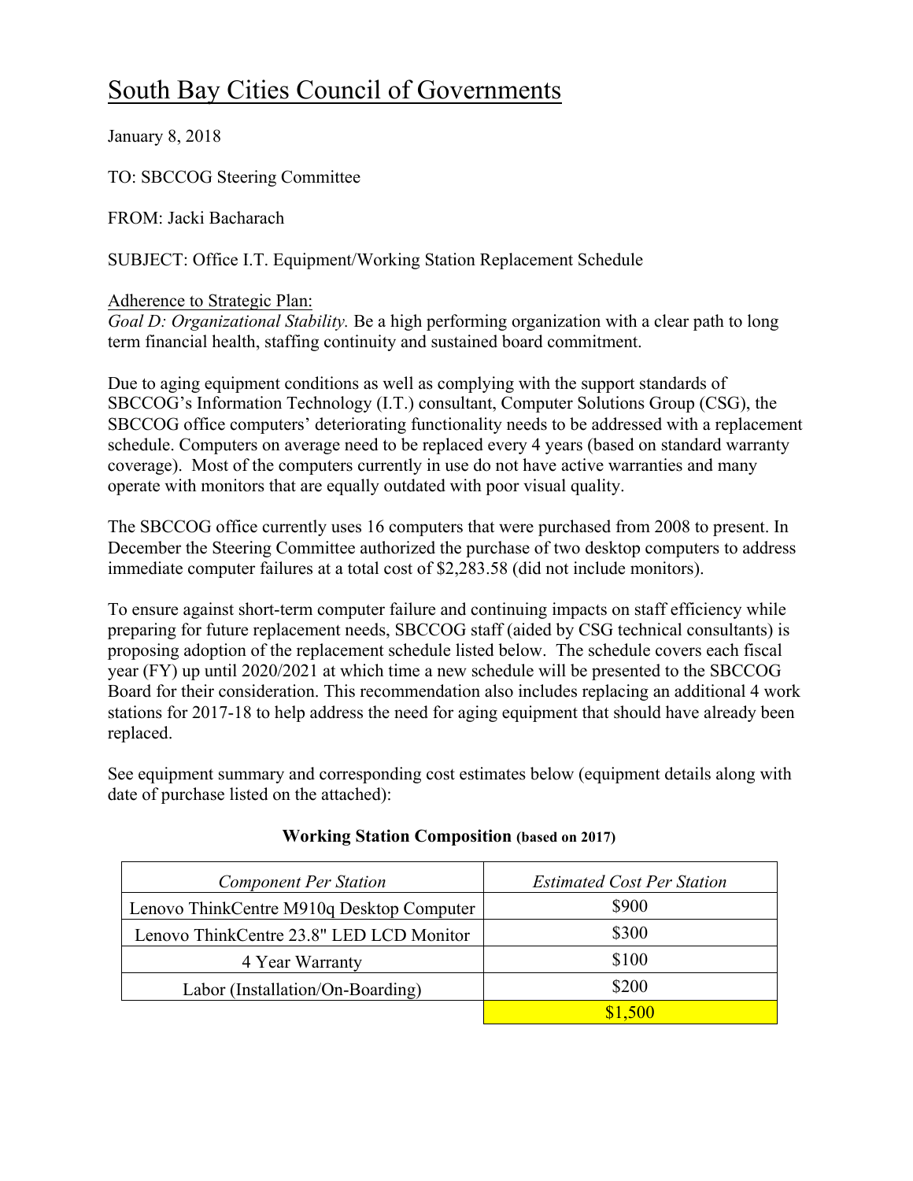# South Bay Cities Council of Governments

January 8, 2018

TO: SBCCOG Steering Committee

FROM: Jacki Bacharach

SUBJECT: Office I.T. Equipment/Working Station Replacement Schedule

Adherence to Strategic Plan:
*Goal D: Organizational Stability.* Be a high performing organization with a clear path to long term financial health, staffing continuity and sustained board commitment.

Due to aging equipment conditions as well as complying with the support standards of SBCCOG's Information Technology (I.T.) consultant, Computer Solutions Group (CSG), the SBCCOG office computers' deteriorating functionality needs to be addressed with a replacement schedule. Computers on average need to be replaced every 4 years (based on standard warranty coverage). Most of the computers currently in use do not have active warranties and many operate with monitors that are equally outdated with poor visual quality.

The SBCCOG office currently uses 16 computers that were purchased from 2008 to present. In December the Steering Committee authorized the purchase of two desktop computers to address immediate computer failures at a total cost of $2,283.58 (did not include monitors).

To ensure against short-term computer failure and continuing impacts on staff efficiency while preparing for future replacement needs, SBCCOG staff (aided by CSG technical consultants) is proposing adoption of the replacement schedule listed below. The schedule covers each fiscal year (FY) up until 2020/2021 at which time a new schedule will be presented to the SBCCOG Board for their consideration. This recommendation also includes replacing an additional 4 work stations for 2017-18 to help address the need for aging equipment that should have already been replaced.

See equipment summary and corresponding cost estimates below (equipment details along with date of purchase listed on the attached):

**Working Station Composition (based on 2017)**

| *Component Per Station* | *Estimated Cost Per Station* |
|---|---|
| Lenovo ThinkCentre M910q Desktop Computer | $900 |
| Lenovo ThinkCentre 23.8" LED LCD Monitor | $300 |
| 4 Year Warranty | $100 |
| Labor (Installation/On-Boarding) | $200 |
| | $1,500 |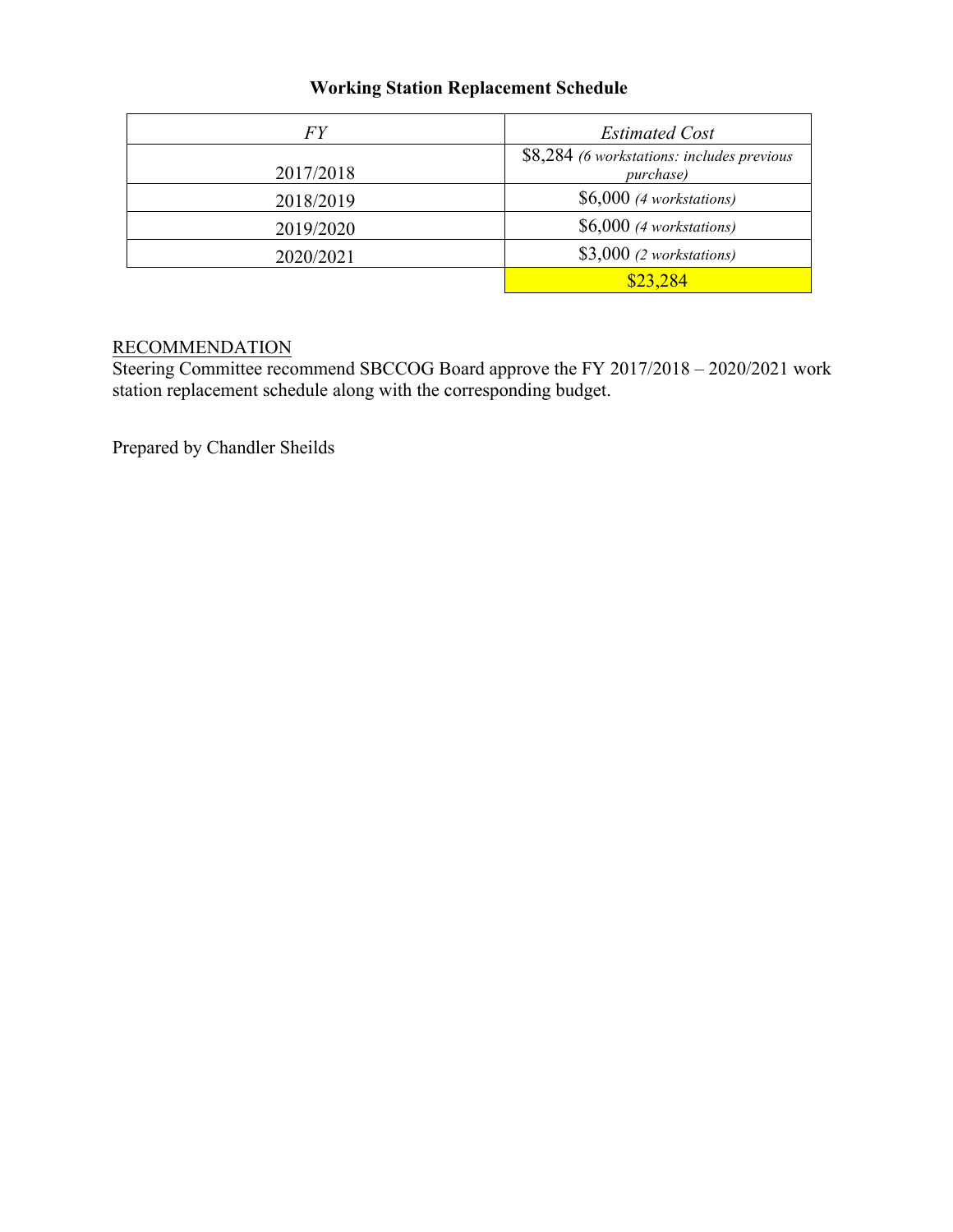**Working Station Replacement Schedule**

| *FY* | *Estimated Cost* |
|---|---|
| 2017/2018 | $8,284 *(6 workstations: includes previous purchase)* |
| 2018/2019 | $6,000 *(4 workstations)* |
| 2019/2020 | $6,000 *(4 workstations)* |
| 2020/2021 | $3,000 *(2 workstations)* |
| | $23,284 |

RECOMMENDATION
Steering Committee recommend SBCCOG Board approve the FY 2017/2018 – 2020/2021 work station replacement schedule along with the corresponding budget.

Prepared by Chandler Sheilds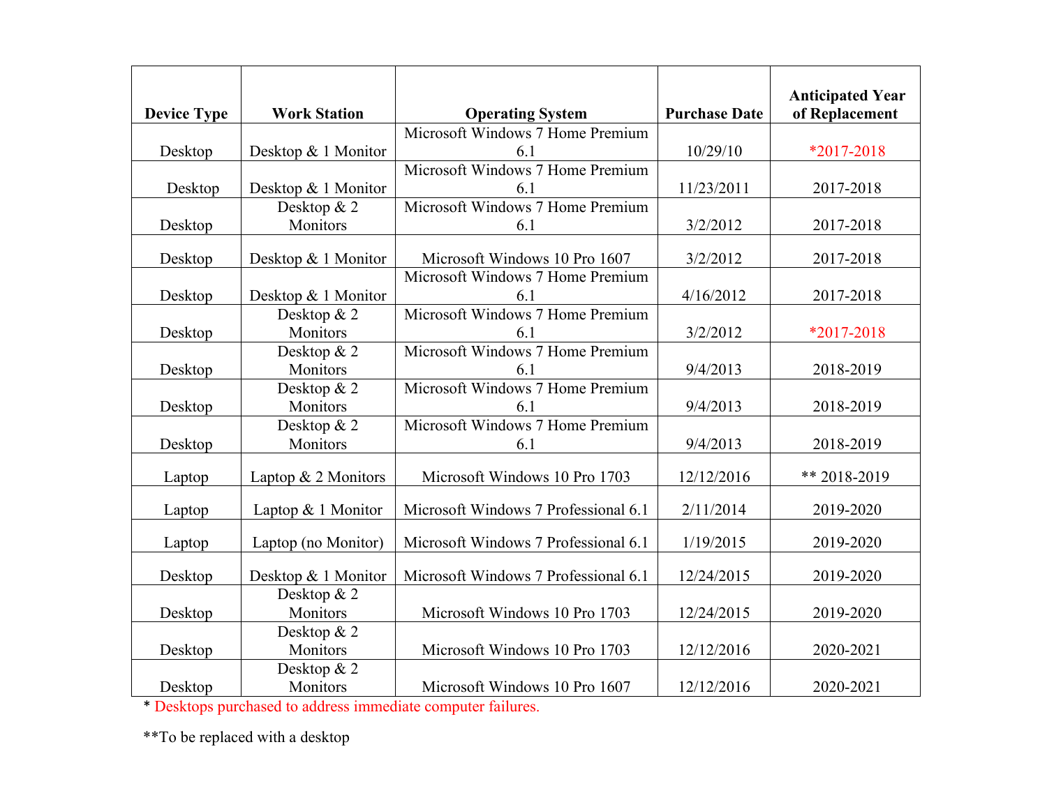| Device Type | Work Station | Operating System | Purchase Date | Anticipated Year of Replacement |
|---|---|---|---|---|
| Desktop | Desktop & 1 Monitor | Microsoft Windows 7 Home Premium 6.1 | 10/29/10 | *2017-2018 |
| Desktop | Desktop & 1 Monitor | Microsoft Windows 7 Home Premium 6.1 | 11/23/2011 | 2017-2018 |
| Desktop | Desktop & 2 Monitors | Microsoft Windows 7 Home Premium 6.1 | 3/2/2012 | 2017-2018 |
| Desktop | Desktop & 1 Monitor | Microsoft Windows 10 Pro 1607 | 3/2/2012 | 2017-2018 |
| Desktop | Desktop & 1 Monitor | Microsoft Windows 7 Home Premium 6.1 | 4/16/2012 | 2017-2018 |
| Desktop | Desktop & 2 Monitors | Microsoft Windows 7 Home Premium 6.1 | 3/2/2012 | *2017-2018 |
| Desktop | Desktop & 2 Monitors | Microsoft Windows 7 Home Premium 6.1 | 9/4/2013 | 2018-2019 |
| Desktop | Desktop & 2 Monitors | Microsoft Windows 7 Home Premium 6.1 | 9/4/2013 | 2018-2019 |
| Desktop | Desktop & 2 Monitors | Microsoft Windows 7 Home Premium 6.1 | 9/4/2013 | 2018-2019 |
| Laptop | Laptop & 2 Monitors | Microsoft Windows 10 Pro 1703 | 12/12/2016 | ** 2018-2019 |
| Laptop | Laptop & 1 Monitor | Microsoft Windows 7 Professional 6.1 | 2/11/2014 | 2019-2020 |
| Laptop | Laptop (no Monitor) | Microsoft Windows 7 Professional 6.1 | 1/19/2015 | 2019-2020 |
| Desktop | Desktop & 1 Monitor | Microsoft Windows 7 Professional 6.1 | 12/24/2015 | 2019-2020 |
| Desktop | Desktop & 2 Monitors | Microsoft Windows 10 Pro 1703 | 12/24/2015 | 2019-2020 |
| Desktop | Desktop & 2 Monitors | Microsoft Windows 10 Pro 1703 | 12/12/2016 | 2020-2021 |
| Desktop | Desktop & 2 Monitors | Microsoft Windows 10 Pro 1607 | 12/12/2016 | 2020-2021 |

* Desktops purchased to address immediate computer failures.

**To be replaced with a desktop